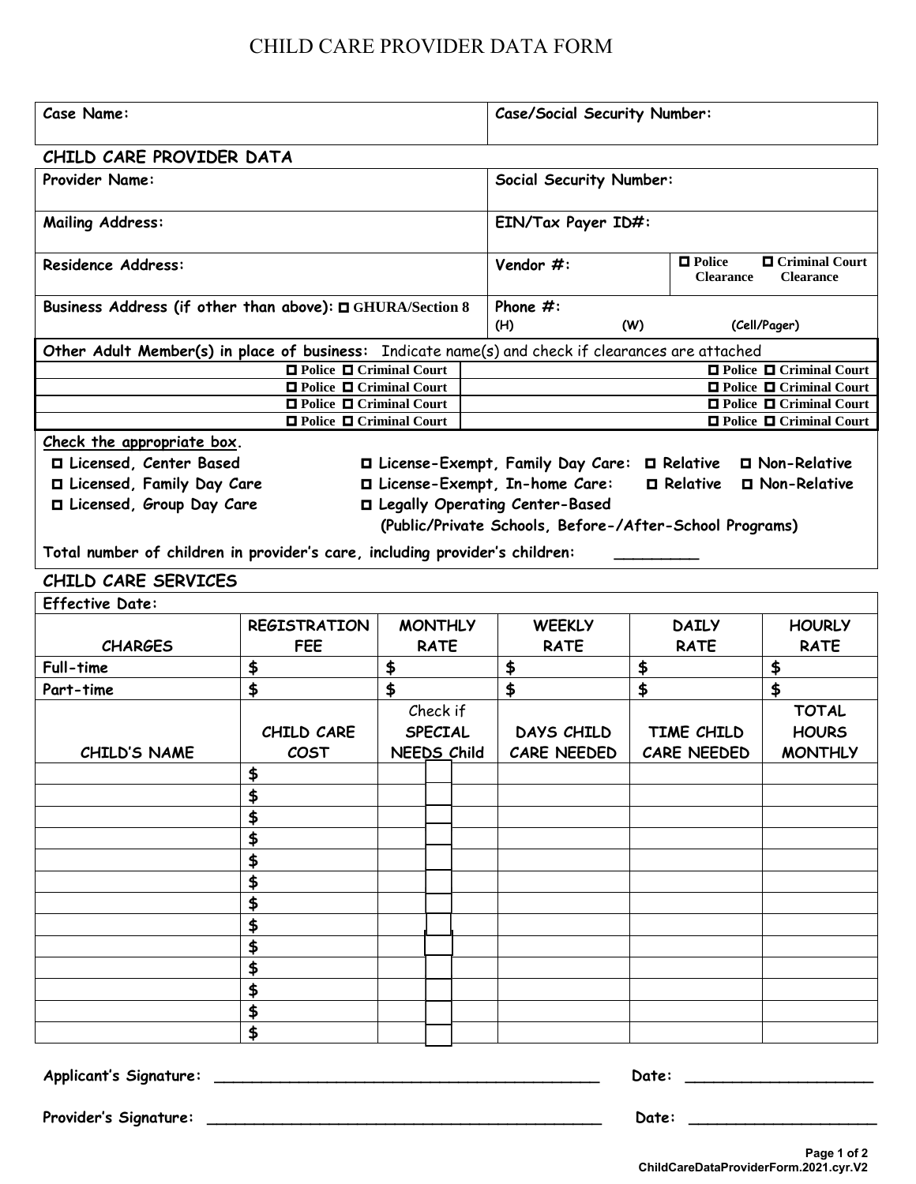# CHILD CARE PROVIDER DATA FORM

| Case Name: | Case/Social Security Number: |
|---|---|

## CHILD CARE PROVIDER DATA

| | | |
|---|---|---|
| Provider Name: | Social Security Number: | |
| Mailing Address: | EIN/Tax Payer ID#: | |
| Residence Address: | Vendor #: | ☐ Police Clearance ☐ Criminal Court Clearance |
| Business Address (if other than above): ☐ GHURA/Section 8 | Phone #: (H) (W) (Cell/Pager) | |

**Other Adult Member(s) in place of business:** Indicate name(s) and check if clearances are attached

| | |
|---|---|
| ☐ Police ☐ Criminal Court | ☐ Police ☐ Criminal Court |
| ☐ Police ☐ Criminal Court | ☐ Police ☐ Criminal Court |
| ☐ Police ☐ Criminal Court | ☐ Police ☐ Criminal Court |
| ☐ Police ☐ Criminal Court | ☐ Police ☐ Criminal Court |

**Check the appropriate box.**

- ☐ Licensed, Center Based
- ☐ Licensed, Family Day Care
- ☐ Licensed, Group Day Care
- ☐ License-Exempt, Family Day Care: ☐ Relative ☐ Non-Relative
- ☐ License-Exempt, In-home Care: ☐ Relative ☐ Non-Relative
- ☐ Legally Operating Center-Based (Public/Private Schools, Before-/After-School Programs)

Total number of children in provider's care, including provider's children: _________

## CHILD CARE SERVICES

Effective Date:

| CHARGES | REGISTRATION FEE | MONTHLY RATE | WEEKLY RATE | DAILY RATE | HOURLY RATE |
|---|---|---|---|---|---|
| Full-time | $ | $ | $ | $ | $ |
| Part-time | $ | $ | $ | $ | $ |

| CHILD'S NAME | CHILD CARE COST | Check if SPECIAL NEEDS Child | DAYS CHILD CARE NEEDED | TIME CHILD CARE NEEDED | TOTAL HOURS MONTHLY |
|---|---|---|---|---|---|
| | $ | ☐ | | | |
| | $ | ☐ | | | |
| | $ | ☐ | | | |
| | $ | ☐ | | | |
| | $ | ☐ | | | |
| | $ | ☐ | | | |
| | $ | ☐ | | | |
| | $ | ☐ | | | |
| | $ | ☐ | | | |
| | $ | ☐ | | | |
| | $ | ☐ | | | |
| | $ | ☐ | | | |
| | $ | ☐ | | | |

**Applicant's Signature:** ________________________________________ **Date:** ____________________

**Provider's Signature:** ________________________________________ **Date:** ____________________

ChildCareDataProviderForm.2021.cyr.V2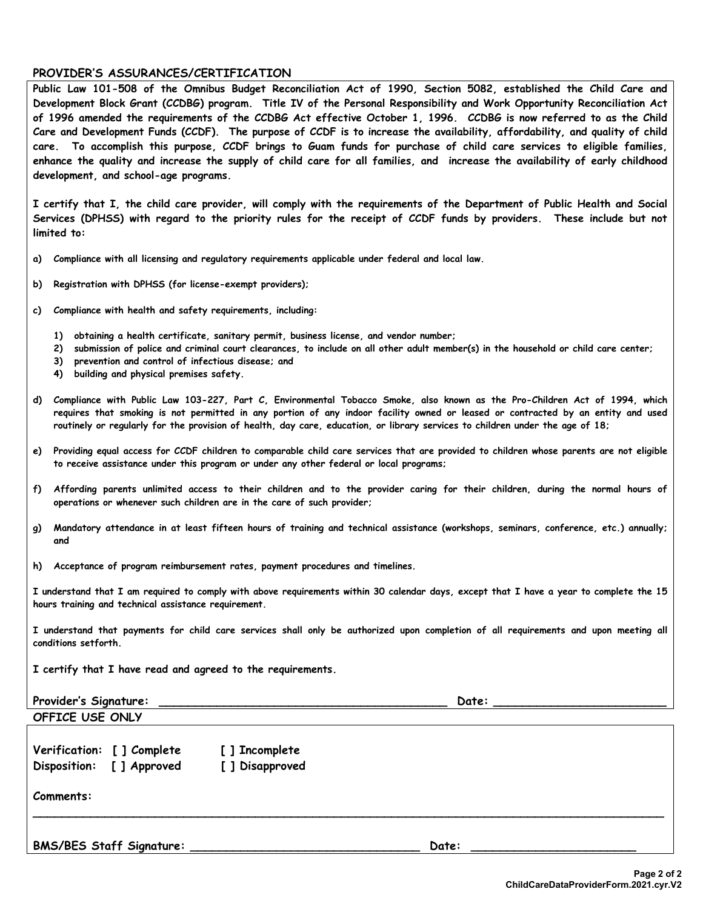## PROVIDER'S ASSURANCES/CERTIFICATION

**Public Law 101-508 of the Omnibus Budget Reconciliation Act of 1990, Section 5082, established the Child Care and Development Block Grant (CCDBG) program. Title IV of the Personal Responsibility and Work Opportunity Reconciliation Act of 1996 amended the requirements of the CCDBG Act effective October 1, 1996. CCDBG is now referred to as the Child Care and Development Funds (CCDF). The purpose of CCDF is to increase the availability, affordability, and quality of child care. To accomplish this purpose, CCDF brings to Guam funds for purchase of child care services to eligible families, enhance the quality and increase the supply of child care for all families, and increase the availability of early childhood development, and school-age programs.**

**I certify that I, the child care provider, will comply with the requirements of the Department of Public Health and Social Services (DPHSS) with regard to the priority rules for the receipt of CCDF funds by providers. These include but not limited to:**

a) Compliance with all licensing and regulatory requirements applicable under federal and local law.

b) Registration with DPHSS (for license-exempt providers);

c) Compliance with health and safety requirements, including:

   1) obtaining a health certificate, sanitary permit, business license, and vendor number;
   2) submission of police and criminal court clearances, to include on all other adult member(s) in the household or child care center;
   3) prevention and control of infectious disease; and
   4) building and physical premises safety.

d) Compliance with Public Law 103-227, Part C, Environmental Tobacco Smoke, also known as the Pro-Children Act of 1994, which requires that smoking is not permitted in any portion of any indoor facility owned or leased or contracted by an entity and used routinely or regularly for the provision of health, day care, education, or library services to children under the age of 18;

e) Providing equal access for CCDF children to comparable child care services that are provided to children whose parents are not eligible to receive assistance under this program or under any other federal or local programs;

f) Affording parents unlimited access to their children and to the provider caring for their children, during the normal hours of operations or whenever such children are in the care of such provider;

g) Mandatory attendance in at least fifteen hours of training and technical assistance (workshops, seminars, conference, etc.) annually; and

h) Acceptance of program reimbursement rates, payment procedures and timelines.

I understand that I am required to comply with above requirements within 30 calendar days, except that I have a year to complete the 15 hours training and technical assistance requirement.

I understand that payments for child care services shall only be authorized upon completion of all requirements and upon meeting all conditions setforth.

I certify that I have read and agreed to the requirements.

Provider's Signature: ___________________________________________ Date: ________________________

**OFFICE USE ONLY**

Verification: [ ] Complete [ ] Incomplete
Disposition: [ ] Approved [ ] Disapproved

Comments:

_______________________________________________________________________________________________

BMS/BES Staff Signature: ________________________________ Date: ________________________

ChildCareDataProviderForm.2021.cyr.V2